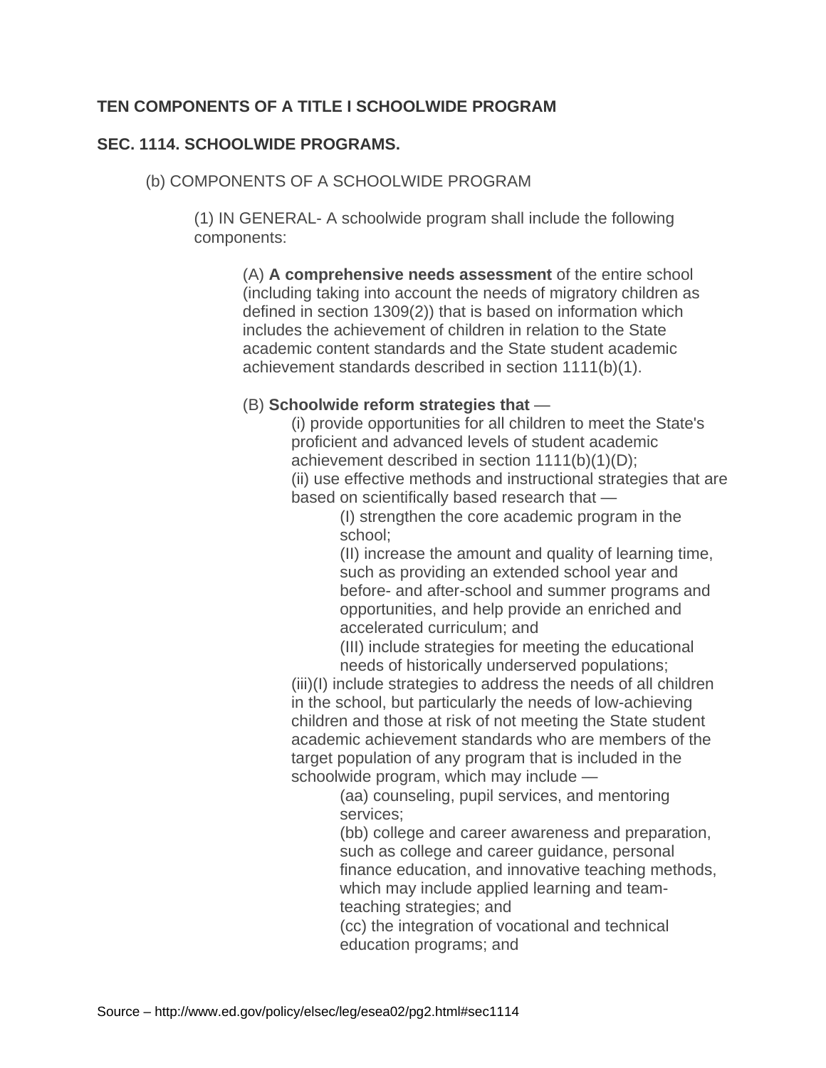## TEN COMPONENTS OF A TITLE I SCHOOLWIDE PROGRAM

## SEC. 1114. SCHOOLWIDE PROGRAMS.

(b) COMPONENTS OF A SCHOOLWIDE PROGRAM

(1) IN GENERAL- A schoolwide program shall include the following components:

(A) **A comprehensive needs assessment** of the entire school (including taking into account the needs of migratory children as defined in section 1309(2)) that is based on information which includes the achievement of children in relation to the State academic content standards and the State student academic achievement standards described in section 1111(b)(1).

(B) **Schoolwide reform strategies that** —

(i) provide opportunities for all children to meet the State's proficient and advanced levels of student academic achievement described in section 1111(b)(1)(D);

(ii) use effective methods and instructional strategies that are based on scientifically based research that —

(I) strengthen the core academic program in the school;

(II) increase the amount and quality of learning time, such as providing an extended school year and before- and after-school and summer programs and opportunities, and help provide an enriched and accelerated curriculum; and

(III) include strategies for meeting the educational needs of historically underserved populations;

(iii)(I) include strategies to address the needs of all children in the school, but particularly the needs of low-achieving children and those at risk of not meeting the State student academic achievement standards who are members of the target population of any program that is included in the schoolwide program, which may include —

(aa) counseling, pupil services, and mentoring services;

(bb) college and career awareness and preparation, such as college and career guidance, personal finance education, and innovative teaching methods, which may include applied learning and team-teaching strategies; and

(cc) the integration of vocational and technical education programs; and

Source – http://www.ed.gov/policy/elsec/leg/esea02/pg2.html#sec1114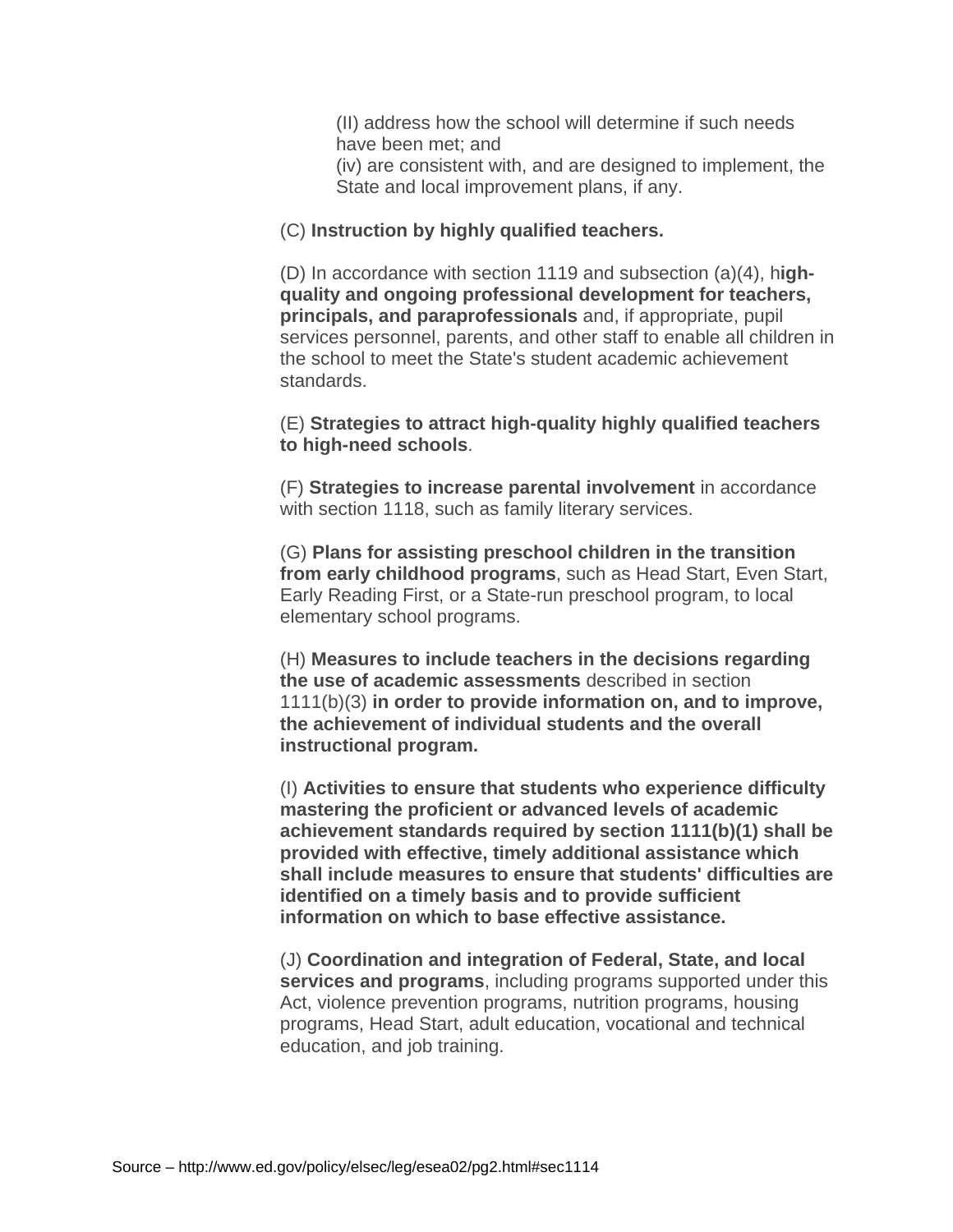(II) address how the school will determine if such needs have been met; and
(iv) are consistent with, and are designed to implement, the State and local improvement plans, if any.

(C) **Instruction by highly qualified teachers.**

(D) In accordance with section 1119 and subsection (a)(4), h**igh-quality and ongoing professional development for teachers, principals, and paraprofessionals** and, if appropriate, pupil services personnel, parents, and other staff to enable all children in the school to meet the State's student academic achievement standards.

(E) **Strategies to attract high-quality highly qualified teachers to high-need schools**.

(F) **Strategies to increase parental involvement** in accordance with section 1118, such as family literary services.

(G) **Plans for assisting preschool children in the transition from early childhood programs**, such as Head Start, Even Start, Early Reading First, or a State-run preschool program, to local elementary school programs.

(H) **Measures to include teachers in the decisions regarding the use of academic assessments** described in section 1111(b)(3) **in order to provide information on, and to improve, the achievement of individual students and the overall instructional program.**

(I) **Activities to ensure that students who experience difficulty mastering the proficient or advanced levels of academic achievement standards required by section 1111(b)(1) shall be provided with effective, timely additional assistance which shall include measures to ensure that students' difficulties are identified on a timely basis and to provide sufficient information on which to base effective assistance.**

(J) **Coordination and integration of Federal, State, and local services and programs**, including programs supported under this Act, violence prevention programs, nutrition programs, housing programs, Head Start, adult education, vocational and technical education, and job training.

Source – http://www.ed.gov/policy/elsec/leg/esea02/pg2.html#sec1114